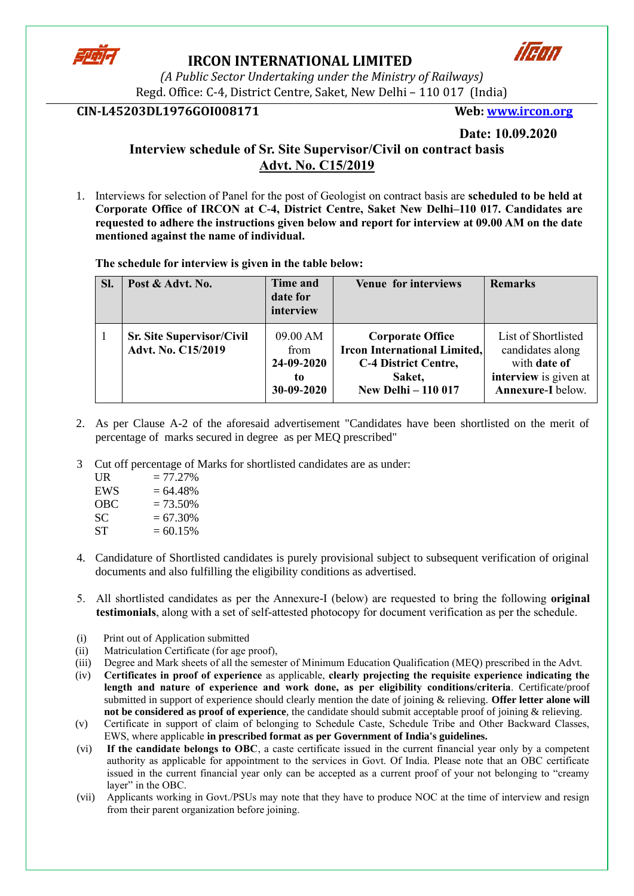# IRCON INTERNATIONAL LIMITED

*(A Public Sector Undertaking under the Ministry of Railways)*

Regd. Office: C-4, District Centre, Saket, New Delhi – 110 017 (India)

**CIN-L45203DL1976GOI008171** **Web: www.ircon.org**

**Date: 10.09.2020**

## Interview schedule of Sr. Site Supervisor/Civil on contract basis

## Advt. No. C15/2019

1. Interviews for selection of Panel for the post of Geologist on contract basis are **scheduled to be held at Corporate Office of IRCON at C-4, District Centre, Saket New Delhi–110 017. Candidates are requested to adhere the instructions given below and report for interview at 09.00 AM on the date mentioned against the name of individual.**

**The schedule for interview is given in the table below:**

| Sl. | Post & Advt. No. | Time and date for interview | Venue for interviews | Remarks |
|---|---|---|---|---|
| 1 | **Sr. Site Supervisor/Civil Advt. No. C15/2019** | 09.00 AM from **24-09-2020 to 30-09-2020** | **Corporate Office Ircon International Limited, C-4 District Centre, Saket, New Delhi – 110 017** | List of Shortlisted candidates along with **date of interview** is given at **Annexure-I** below. |

2. As per Clause A-2 of the aforesaid advertisement "Candidates have been shortlisted on the merit of percentage of marks secured in degree as per MEQ prescribed"

3. Cut off percentage of Marks for shortlisted candidates are as under:

UR = 77.27%
EWS = 64.48%
OBC = 73.50%
SC = 67.30%
ST = 60.15%

4. Candidature of Shortlisted candidates is purely provisional subject to subsequent verification of original documents and also fulfilling the eligibility conditions as advertised.

5. All shortlisted candidates as per the Annexure-I (below) are requested to bring the following **original testimonials**, along with a set of self-attested photocopy for document verification as per the schedule.

(i) Print out of Application submitted

(ii) Matriculation Certificate (for age proof),

(iii) Degree and Mark sheets of all the semester of Minimum Education Qualification (MEQ) prescribed in the Advt.

(iv) **Certificates in proof of experience** as applicable, **clearly projecting the requisite experience indicating the length and nature of experience and work done, as per eligibility conditions/criteria**. Certificate/proof submitted in support of experience should clearly mention the date of joining & relieving. **Offer letter alone will not be considered as proof of experience**, the candidate should submit acceptable proof of joining & relieving.

(v) Certificate in support of claim of belonging to Schedule Caste, Schedule Tribe and Other Backward Classes, EWS, where applicable **in prescribed format as per Government of India's guidelines.**

(vi) **If the candidate belongs to OBC**, a caste certificate issued in the current financial year only by a competent authority as applicable for appointment to the services in Govt. Of India. Please note that an OBC certificate issued in the current financial year only can be accepted as a current proof of your not belonging to "creamy layer" in the OBC.

(vii) Applicants working in Govt./PSUs may note that they have to produce NOC at the time of interview and resign from their parent organization before joining.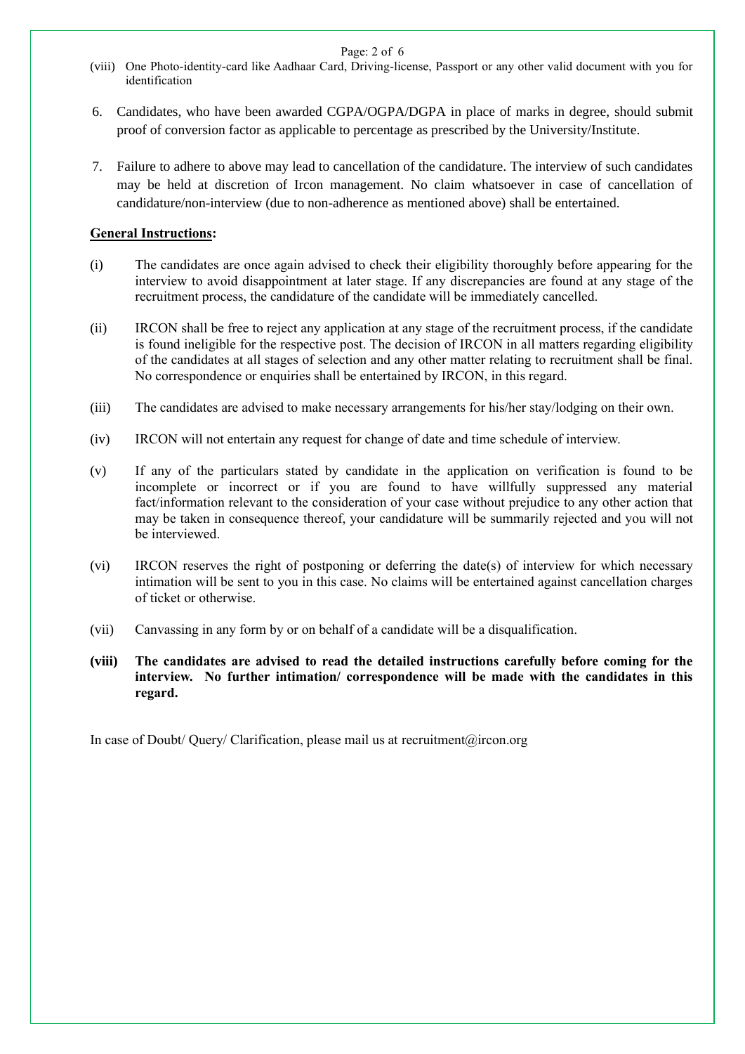(viii) One Photo-identity-card like Aadhaar Card, Driving-license, Passport or any other valid document with you for identification

6. Candidates, who have been awarded CGPA/OGPA/DGPA in place of marks in degree, should submit proof of conversion factor as applicable to percentage as prescribed by the University/Institute.

7. Failure to adhere to above may lead to cancellation of the candidature. The interview of such candidates may be held at discretion of Ircon management. No claim whatsoever in case of cancellation of candidature/non-interview (due to non-adherence as mentioned above) shall be entertained.

**General Instructions:**

(i) The candidates are once again advised to check their eligibility thoroughly before appearing for the interview to avoid disappointment at later stage. If any discrepancies are found at any stage of the recruitment process, the candidature of the candidate will be immediately cancelled.

(ii) IRCON shall be free to reject any application at any stage of the recruitment process, if the candidate is found ineligible for the respective post. The decision of IRCON in all matters regarding eligibility of the candidates at all stages of selection and any other matter relating to recruitment shall be final. No correspondence or enquiries shall be entertained by IRCON, in this regard.

(iii) The candidates are advised to make necessary arrangements for his/her stay/lodging on their own.

(iv) IRCON will not entertain any request for change of date and time schedule of interview.

(v) If any of the particulars stated by candidate in the application on verification is found to be incomplete or incorrect or if you are found to have willfully suppressed any material fact/information relevant to the consideration of your case without prejudice to any other action that may be taken in consequence thereof, your candidature will be summarily rejected and you will not be interviewed.

(vi) IRCON reserves the right of postponing or deferring the date(s) of interview for which necessary intimation will be sent to you in this case. No claims will be entertained against cancellation charges of ticket or otherwise.

(vii) Canvassing in any form by or on behalf of a candidate will be a disqualification.

**(viii) The candidates are advised to read the detailed instructions carefully before coming for the interview. No further intimation/ correspondence will be made with the candidates in this regard.**

In case of Doubt/ Query/ Clarification, please mail us at recruitment@ircon.org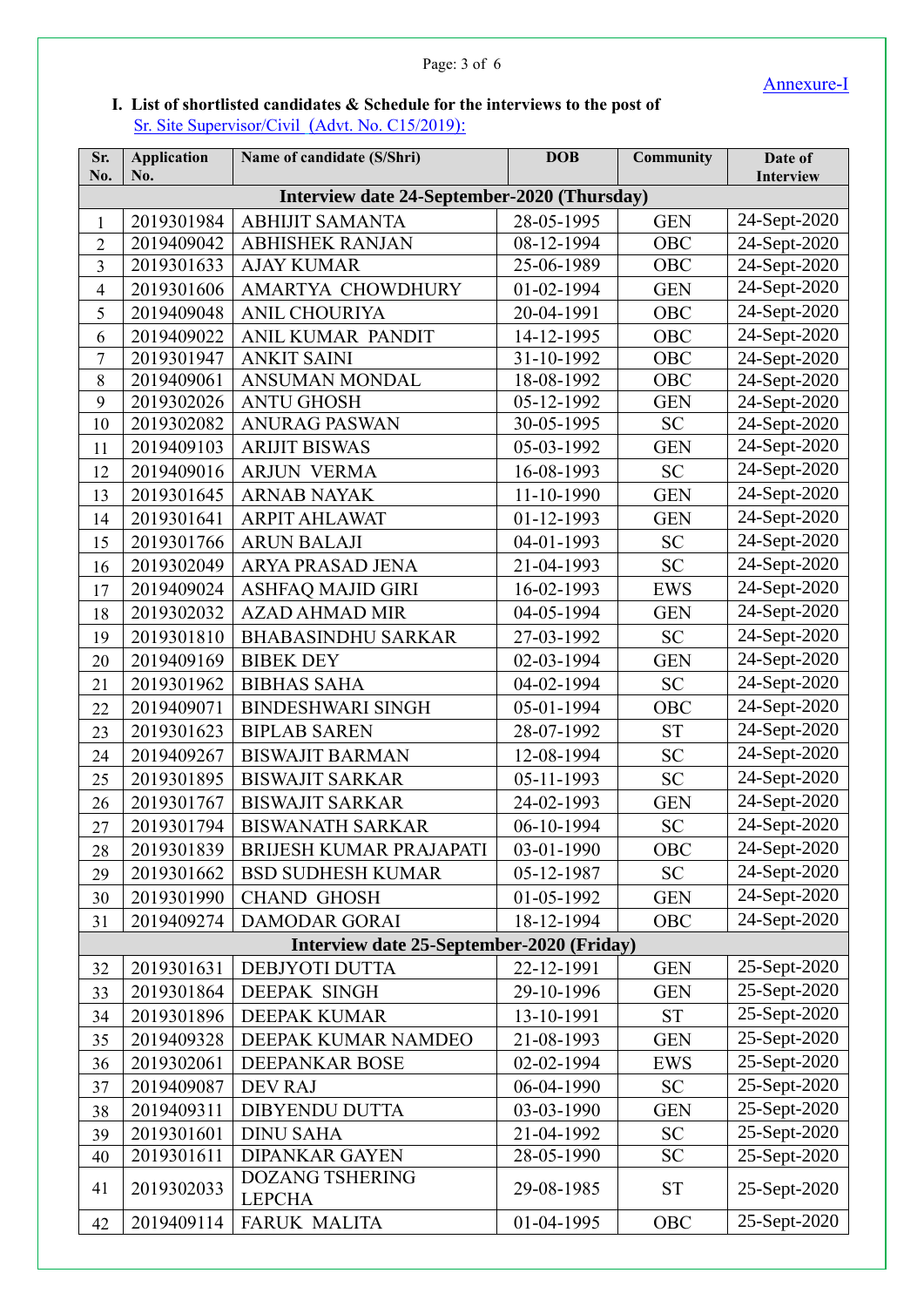Annexure-I

**I. List of shortlisted candidates & Schedule for the interviews to the post of** Sr. Site Supervisor/Civil (Advt. No. C15/2019):

| Sr. No. | Application No. | Name of candidate (S/Shri) | DOB | Community | Date of Interview |
|---|---|---|---|---|---|
| **Interview date 24-September-2020 (Thursday)** | | | | | |
| 1 | 2019301984 | ABHIJIT SAMANTA | 28-05-1995 | GEN | 24-Sept-2020 |
| 2 | 2019409042 | ABHISHEK RANJAN | 08-12-1994 | OBC | 24-Sept-2020 |
| 3 | 2019301633 | AJAY KUMAR | 25-06-1989 | OBC | 24-Sept-2020 |
| 4 | 2019301606 | AMARTYA CHOWDHURY | 01-02-1994 | GEN | 24-Sept-2020 |
| 5 | 2019409048 | ANIL CHOURIYA | 20-04-1991 | OBC | 24-Sept-2020 |
| 6 | 2019409022 | ANIL KUMAR PANDIT | 14-12-1995 | OBC | 24-Sept-2020 |
| 7 | 2019301947 | ANKIT SAINI | 31-10-1992 | OBC | 24-Sept-2020 |
| 8 | 2019409061 | ANSUMAN MONDAL | 18-08-1992 | OBC | 24-Sept-2020 |
| 9 | 2019302026 | ANTU GHOSH | 05-12-1992 | GEN | 24-Sept-2020 |
| 10 | 2019302082 | ANURAG PASWAN | 30-05-1995 | SC | 24-Sept-2020 |
| 11 | 2019409103 | ARIJIT BISWAS | 05-03-1992 | GEN | 24-Sept-2020 |
| 12 | 2019409016 | ARJUN VERMA | 16-08-1993 | SC | 24-Sept-2020 |
| 13 | 2019301645 | ARNAB NAYAK | 11-10-1990 | GEN | 24-Sept-2020 |
| 14 | 2019301641 | ARPIT AHLAWAT | 01-12-1993 | GEN | 24-Sept-2020 |
| 15 | 2019301766 | ARUN BALAJI | 04-01-1993 | SC | 24-Sept-2020 |
| 16 | 2019302049 | ARYA PRASAD JENA | 21-04-1993 | SC | 24-Sept-2020 |
| 17 | 2019409024 | ASHFAQ MAJID GIRI | 16-02-1993 | EWS | 24-Sept-2020 |
| 18 | 2019302032 | AZAD AHMAD MIR | 04-05-1994 | GEN | 24-Sept-2020 |
| 19 | 2019301810 | BHABASINDHU SARKAR | 27-03-1992 | SC | 24-Sept-2020 |
| 20 | 2019409169 | BIBEK DEY | 02-03-1994 | GEN | 24-Sept-2020 |
| 21 | 2019301962 | BIBHAS SAHA | 04-02-1994 | SC | 24-Sept-2020 |
| 22 | 2019409071 | BINDESHWARI SINGH | 05-01-1994 | OBC | 24-Sept-2020 |
| 23 | 2019301623 | BIPLAB SAREN | 28-07-1992 | ST | 24-Sept-2020 |
| 24 | 2019409267 | BISWAJIT BARMAN | 12-08-1994 | SC | 24-Sept-2020 |
| 25 | 2019301895 | BISWAJIT SARKAR | 05-11-1993 | SC | 24-Sept-2020 |
| 26 | 2019301767 | BISWAJIT SARKAR | 24-02-1993 | GEN | 24-Sept-2020 |
| 27 | 2019301794 | BISWANATH SARKAR | 06-10-1994 | SC | 24-Sept-2020 |
| 28 | 2019301839 | BRIJESH KUMAR PRAJAPATI | 03-01-1990 | OBC | 24-Sept-2020 |
| 29 | 2019301662 | BSD SUDHESH KUMAR | 05-12-1987 | SC | 24-Sept-2020 |
| 30 | 2019301990 | CHAND GHOSH | 01-05-1992 | GEN | 24-Sept-2020 |
| 31 | 2019409274 | DAMODAR GORAI | 18-12-1994 | OBC | 24-Sept-2020 |
| **Interview date 25-September-2020 (Friday)** | | | | | |
| 32 | 2019301631 | DEBJYOTI DUTTA | 22-12-1991 | GEN | 25-Sept-2020 |
| 33 | 2019301864 | DEEPAK SINGH | 29-10-1996 | GEN | 25-Sept-2020 |
| 34 | 2019301896 | DEEPAK KUMAR | 13-10-1991 | ST | 25-Sept-2020 |
| 35 | 2019409328 | DEEPAK KUMAR NAMDEO | 21-08-1993 | GEN | 25-Sept-2020 |
| 36 | 2019302061 | DEEPANKAR BOSE | 02-02-1994 | EWS | 25-Sept-2020 |
| 37 | 2019409087 | DEV RAJ | 06-04-1990 | SC | 25-Sept-2020 |
| 38 | 2019409311 | DIBYENDU DUTTA | 03-03-1990 | GEN | 25-Sept-2020 |
| 39 | 2019301601 | DINU SAHA | 21-04-1992 | SC | 25-Sept-2020 |
| 40 | 2019301611 | DIPANKAR GAYEN | 28-05-1990 | SC | 25-Sept-2020 |
| 41 | 2019302033 | DOZANG TSHERING LEPCHA | 29-08-1985 | ST | 25-Sept-2020 |
| 42 | 2019409114 | FARUK MALITA | 01-04-1995 | OBC | 25-Sept-2020 |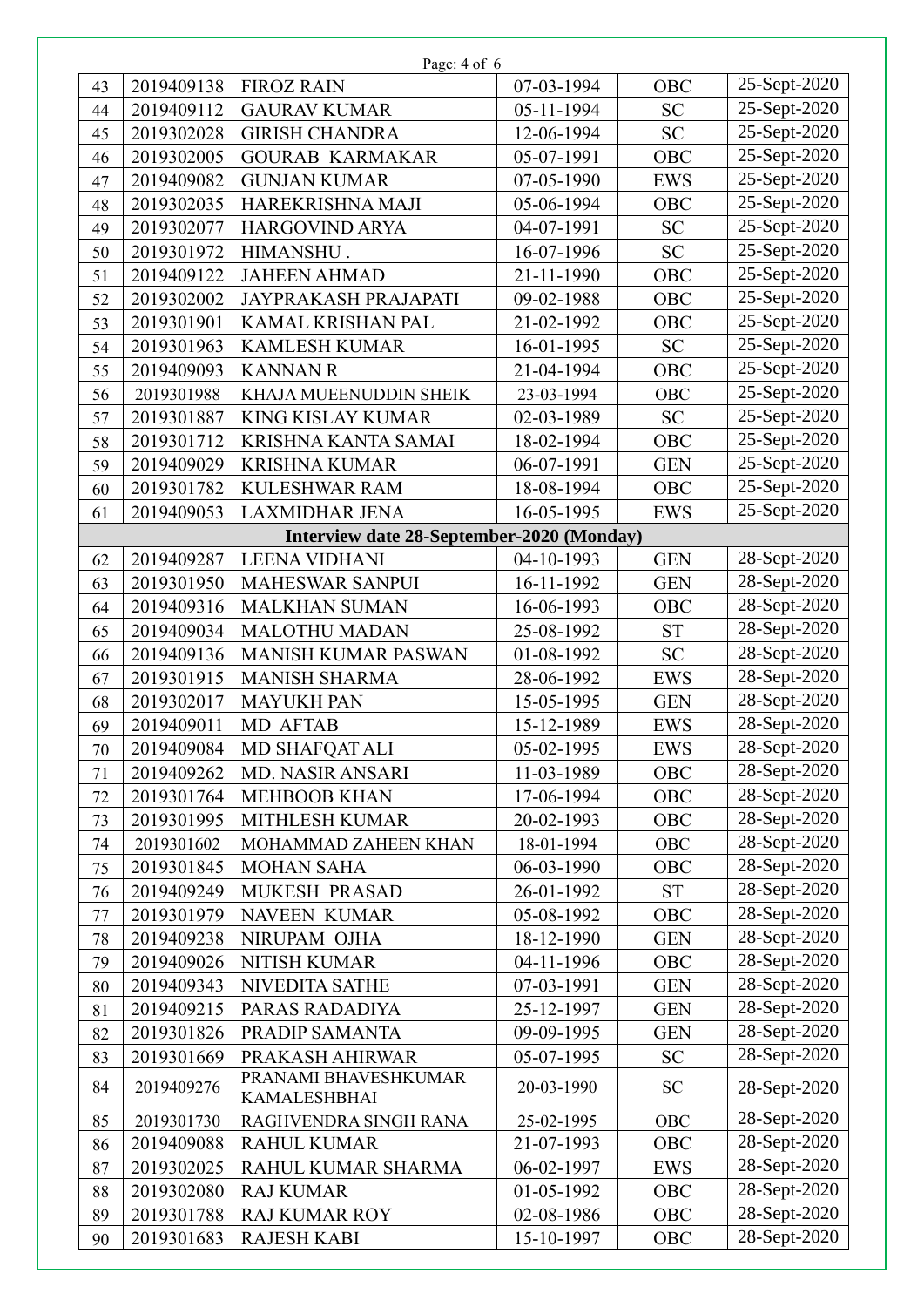| | | | | | |
|---|---|---|---|---|---|
| 43 | 2019409138 | FIROZ RAIN | 07-03-1994 | OBC | 25-Sept-2020 |
| 44 | 2019409112 | GAURAV KUMAR | 05-11-1994 | SC | 25-Sept-2020 |
| 45 | 2019302028 | GIRISH CHANDRA | 12-06-1994 | SC | 25-Sept-2020 |
| 46 | 2019302005 | GOURAB KARMAKAR | 05-07-1991 | OBC | 25-Sept-2020 |
| 47 | 2019409082 | GUNJAN KUMAR | 07-05-1990 | EWS | 25-Sept-2020 |
| 48 | 2019302035 | HAREKRISHNA MAJI | 05-06-1994 | OBC | 25-Sept-2020 |
| 49 | 2019302077 | HARGOVIND ARYA | 04-07-1991 | SC | 25-Sept-2020 |
| 50 | 2019301972 | HIMANSHU . | 16-07-1996 | SC | 25-Sept-2020 |
| 51 | 2019409122 | JAHEEN AHMAD | 21-11-1990 | OBC | 25-Sept-2020 |
| 52 | 2019302002 | JAYPRAKASH PRAJAPATI | 09-02-1988 | OBC | 25-Sept-2020 |
| 53 | 2019301901 | KAMAL KRISHAN PAL | 21-02-1992 | OBC | 25-Sept-2020 |
| 54 | 2019301963 | KAMLESH KUMAR | 16-01-1995 | SC | 25-Sept-2020 |
| 55 | 2019409093 | KANNAN R | 21-04-1994 | OBC | 25-Sept-2020 |
| 56 | 2019301988 | KHAJA MUEENUDDIN SHEIK | 23-03-1994 | OBC | 25-Sept-2020 |
| 57 | 2019301887 | KING KISLAY KUMAR | 02-03-1989 | SC | 25-Sept-2020 |
| 58 | 2019301712 | KRISHNA KANTA SAMAI | 18-02-1994 | OBC | 25-Sept-2020 |
| 59 | 2019409029 | KRISHNA KUMAR | 06-07-1991 | GEN | 25-Sept-2020 |
| 60 | 2019301782 | KULESHWAR RAM | 18-08-1994 | OBC | 25-Sept-2020 |
| 61 | 2019409053 | LAXMIDHAR JENA | 16-05-1995 | EWS | 25-Sept-2020 |
| **Interview date 28-September-2020 (Monday)** | | | | | |
| 62 | 2019409287 | LEENA VIDHANI | 04-10-1993 | GEN | 28-Sept-2020 |
| 63 | 2019301950 | MAHESWAR SANPUI | 16-11-1992 | GEN | 28-Sept-2020 |
| 64 | 2019409316 | MALKHAN SUMAN | 16-06-1993 | OBC | 28-Sept-2020 |
| 65 | 2019409034 | MALOTHU MADAN | 25-08-1992 | ST | 28-Sept-2020 |
| 66 | 2019409136 | MANISH KUMAR PASWAN | 01-08-1992 | SC | 28-Sept-2020 |
| 67 | 2019301915 | MANISH SHARMA | 28-06-1992 | EWS | 28-Sept-2020 |
| 68 | 2019302017 | MAYUKH PAN | 15-05-1995 | GEN | 28-Sept-2020 |
| 69 | 2019409011 | MD AFTAB | 15-12-1989 | EWS | 28-Sept-2020 |
| 70 | 2019409084 | MD SHAFQAT ALI | 05-02-1995 | EWS | 28-Sept-2020 |
| 71 | 2019409262 | MD. NASIR ANSARI | 11-03-1989 | OBC | 28-Sept-2020 |
| 72 | 2019301764 | MEHBOOB KHAN | 17-06-1994 | OBC | 28-Sept-2020 |
| 73 | 2019301995 | MITHLESH KUMAR | 20-02-1993 | OBC | 28-Sept-2020 |
| 74 | 2019301602 | MOHAMMAD ZAHEEN KHAN | 18-01-1994 | OBC | 28-Sept-2020 |
| 75 | 2019301845 | MOHAN SAHA | 06-03-1990 | OBC | 28-Sept-2020 |
| 76 | 2019409249 | MUKESH PRASAD | 26-01-1992 | ST | 28-Sept-2020 |
| 77 | 2019301979 | NAVEEN KUMAR | 05-08-1992 | OBC | 28-Sept-2020 |
| 78 | 2019409238 | NIRUPAM OJHA | 18-12-1990 | GEN | 28-Sept-2020 |
| 79 | 2019409026 | NITISH KUMAR | 04-11-1996 | OBC | 28-Sept-2020 |
| 80 | 2019409343 | NIVEDITA SATHE | 07-03-1991 | GEN | 28-Sept-2020 |
| 81 | 2019409215 | PARAS RADADIYA | 25-12-1997 | GEN | 28-Sept-2020 |
| 82 | 2019301826 | PRADIP SAMANTA | 09-09-1995 | GEN | 28-Sept-2020 |
| 83 | 2019301669 | PRAKASH AHIRWAR | 05-07-1995 | SC | 28-Sept-2020 |
| 84 | 2019409276 | PRANAMI BHAVESHKUMAR KAMALESHBHAI | 20-03-1990 | SC | 28-Sept-2020 |
| 85 | 2019301730 | RAGHVENDRA SINGH RANA | 25-02-1995 | OBC | 28-Sept-2020 |
| 86 | 2019409088 | RAHUL KUMAR | 21-07-1993 | OBC | 28-Sept-2020 |
| 87 | 2019302025 | RAHUL KUMAR SHARMA | 06-02-1997 | EWS | 28-Sept-2020 |
| 88 | 2019302080 | RAJ KUMAR | 01-05-1992 | OBC | 28-Sept-2020 |
| 89 | 2019301788 | RAJ KUMAR ROY | 02-08-1986 | OBC | 28-Sept-2020 |
| 90 | 2019301683 | RAJESH KABI | 15-10-1997 | OBC | 28-Sept-2020 |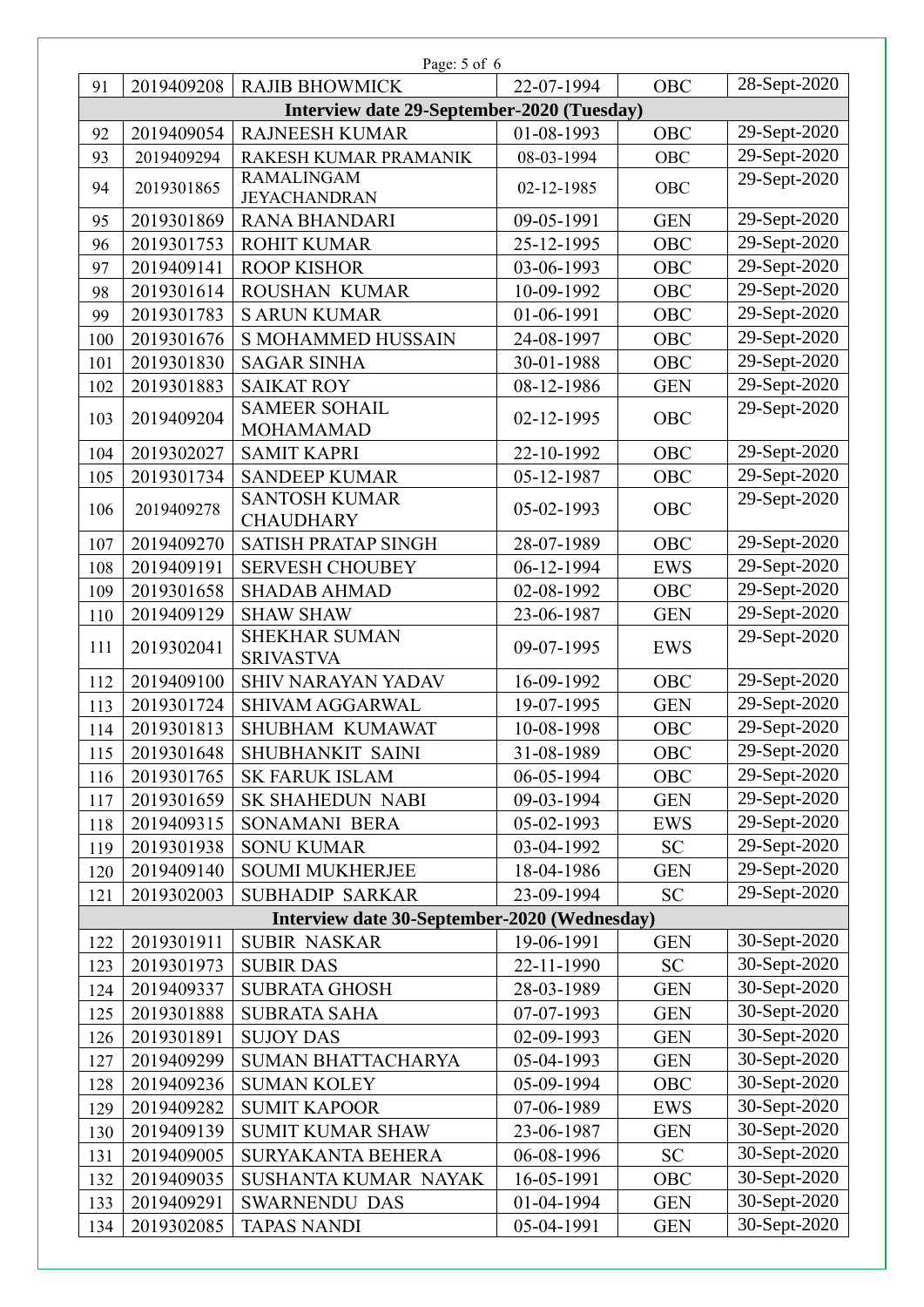| | | | | | |
|---|---|---|---|---|---|
| 91 | 2019409208 | RAJIB BHOWMICK | 22-07-1994 | OBC | 28-Sept-2020 |
| **Interview date 29-September-2020 (Tuesday)** | | | | | |
| 92 | 2019409054 | RAJNEESH KUMAR | 01-08-1993 | OBC | 29-Sept-2020 |
| 93 | 2019409294 | RAKESH KUMAR PRAMANIK | 08-03-1994 | OBC | 29-Sept-2020 |
| 94 | 2019301865 | RAMALINGAM JEYACHANDRAN | 02-12-1985 | OBC | 29-Sept-2020 |
| 95 | 2019301869 | RANA BHANDARI | 09-05-1991 | GEN | 29-Sept-2020 |
| 96 | 2019301753 | ROHIT KUMAR | 25-12-1995 | OBC | 29-Sept-2020 |
| 97 | 2019409141 | ROOP KISHOR | 03-06-1993 | OBC | 29-Sept-2020 |
| 98 | 2019301614 | ROUSHAN KUMAR | 10-09-1992 | OBC | 29-Sept-2020 |
| 99 | 2019301783 | S ARUN KUMAR | 01-06-1991 | OBC | 29-Sept-2020 |
| 100 | 2019301676 | S MOHAMMED HUSSAIN | 24-08-1997 | OBC | 29-Sept-2020 |
| 101 | 2019301830 | SAGAR SINHA | 30-01-1988 | OBC | 29-Sept-2020 |
| 102 | 2019301883 | SAIKAT ROY | 08-12-1986 | GEN | 29-Sept-2020 |
| 103 | 2019409204 | SAMEER SOHAIL MOHAMAMAD | 02-12-1995 | OBC | 29-Sept-2020 |
| 104 | 2019302027 | SAMIT KAPRI | 22-10-1992 | OBC | 29-Sept-2020 |
| 105 | 2019301734 | SANDEEP KUMAR | 05-12-1987 | OBC | 29-Sept-2020 |
| 106 | 2019409278 | SANTOSH KUMAR CHAUDHARY | 05-02-1993 | OBC | 29-Sept-2020 |
| 107 | 2019409270 | SATISH PRATAP SINGH | 28-07-1989 | OBC | 29-Sept-2020 |
| 108 | 2019409191 | SERVESH CHOUBEY | 06-12-1994 | EWS | 29-Sept-2020 |
| 109 | 2019301658 | SHADAB AHMAD | 02-08-1992 | OBC | 29-Sept-2020 |
| 110 | 2019409129 | SHAW SHAW | 23-06-1987 | GEN | 29-Sept-2020 |
| 111 | 2019302041 | SHEKHAR SUMAN SRIVASTVA | 09-07-1995 | EWS | 29-Sept-2020 |
| 112 | 2019409100 | SHIV NARAYAN YADAV | 16-09-1992 | OBC | 29-Sept-2020 |
| 113 | 2019301724 | SHIVAM AGGARWAL | 19-07-1995 | GEN | 29-Sept-2020 |
| 114 | 2019301813 | SHUBHAM KUMAWAT | 10-08-1998 | OBC | 29-Sept-2020 |
| 115 | 2019301648 | SHUBHANKIT SAINI | 31-08-1989 | OBC | 29-Sept-2020 |
| 116 | 2019301765 | SK FARUK ISLAM | 06-05-1994 | OBC | 29-Sept-2020 |
| 117 | 2019301659 | SK SHAHEDUN NABI | 09-03-1994 | GEN | 29-Sept-2020 |
| 118 | 2019409315 | SONAMANI BERA | 05-02-1993 | EWS | 29-Sept-2020 |
| 119 | 2019301938 | SONU KUMAR | 03-04-1992 | SC | 29-Sept-2020 |
| 120 | 2019409140 | SOUMI MUKHERJEE | 18-04-1986 | GEN | 29-Sept-2020 |
| 121 | 2019302003 | SUBHADIP SARKAR | 23-09-1994 | SC | 29-Sept-2020 |
| **Interview date 30-September-2020 (Wednesday)** | | | | | |
| 122 | 2019301911 | SUBIR NASKAR | 19-06-1991 | GEN | 30-Sept-2020 |
| 123 | 2019301973 | SUBIR DAS | 22-11-1990 | SC | 30-Sept-2020 |
| 124 | 2019409337 | SUBRATA GHOSH | 28-03-1989 | GEN | 30-Sept-2020 |
| 125 | 2019301888 | SUBRATA SAHA | 07-07-1993 | GEN | 30-Sept-2020 |
| 126 | 2019301891 | SUJOY DAS | 02-09-1993 | GEN | 30-Sept-2020 |
| 127 | 2019409299 | SUMAN BHATTACHARYA | 05-04-1993 | GEN | 30-Sept-2020 |
| 128 | 2019409236 | SUMAN KOLEY | 05-09-1994 | OBC | 30-Sept-2020 |
| 129 | 2019409282 | SUMIT KAPOOR | 07-06-1989 | EWS | 30-Sept-2020 |
| 130 | 2019409139 | SUMIT KUMAR SHAW | 23-06-1987 | GEN | 30-Sept-2020 |
| 131 | 2019409005 | SURYAKANTA BEHERA | 06-08-1996 | SC | 30-Sept-2020 |
| 132 | 2019409035 | SUSHANTA KUMAR NAYAK | 16-05-1991 | OBC | 30-Sept-2020 |
| 133 | 2019409291 | SWARNENDU DAS | 01-04-1994 | GEN | 30-Sept-2020 |
| 134 | 2019302085 | TAPAS NANDI | 05-04-1991 | GEN | 30-Sept-2020 |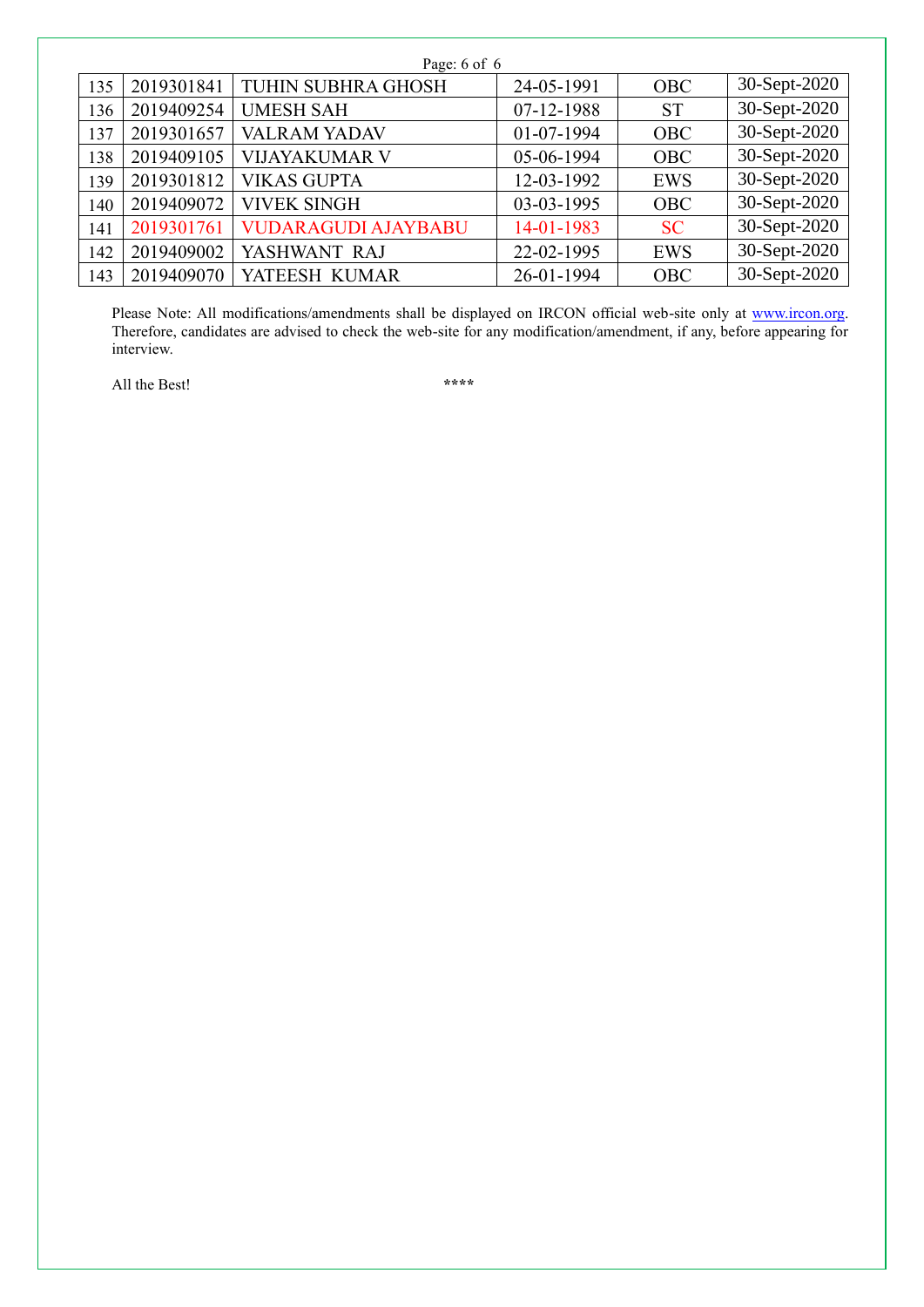| | | | | | |
|---|---|---|---|---|---|
| 135 | 2019301841 | TUHIN SUBHRA GHOSH | 24-05-1991 | OBC | 30-Sept-2020 |
| 136 | 2019409254 | UMESH SAH | 07-12-1988 | ST | 30-Sept-2020 |
| 137 | 2019301657 | VALRAM YADAV | 01-07-1994 | OBC | 30-Sept-2020 |
| 138 | 2019409105 | VIJAYAKUMAR V | 05-06-1994 | OBC | 30-Sept-2020 |
| 139 | 2019301812 | VIKAS GUPTA | 12-03-1992 | EWS | 30-Sept-2020 |
| 140 | 2019409072 | VIVEK SINGH | 03-03-1995 | OBC | 30-Sept-2020 |
| 141 | 2019301761 | VUDARAGUDI AJAYBABU | 14-01-1983 | SC | 30-Sept-2020 |
| 142 | 2019409002 | YASHWANT RAJ | 22-02-1995 | EWS | 30-Sept-2020 |
| 143 | 2019409070 | YATEESH KUMAR | 26-01-1994 | OBC | 30-Sept-2020 |

Please Note: All modifications/amendments shall be displayed on IRCON official web-site only at www.ircon.org. Therefore, candidates are advised to check the web-site for any modification/amendment, if any, before appearing for interview.

All the Best!

****